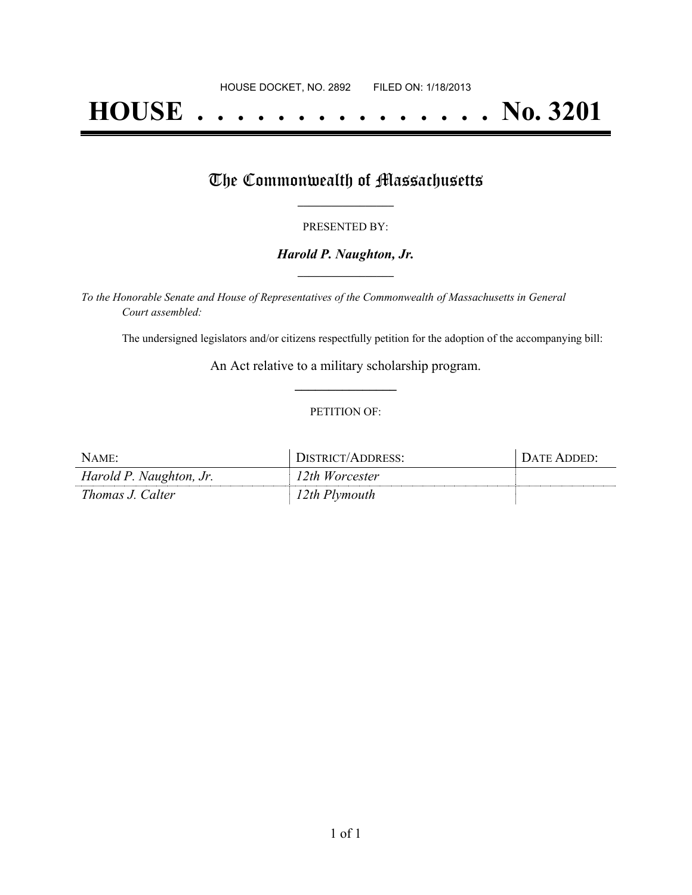HOUSE DOCKET, NO. 2892 FILED ON: 1/18/2013

# HOUSE . . . . . . . . . . . . . . . No. 3201

## The Commonwealth of Massachusetts

PRESENTED BY:

***Harold P. Naughton, Jr.***

*To the Honorable Senate and House of Representatives of the Commonwealth of Massachusetts in General Court assembled:*

The undersigned legislators and/or citizens respectfully petition for the adoption of the accompanying bill:

An Act relative to a military scholarship program.

PETITION OF:

| NAME: | DISTRICT/ADDRESS: | DATE ADDED: |
|---|---|---|
| *Harold P. Naughton, Jr.* | *12th Worcester* | |
| *Thomas J. Calter* | *12th Plymouth* | |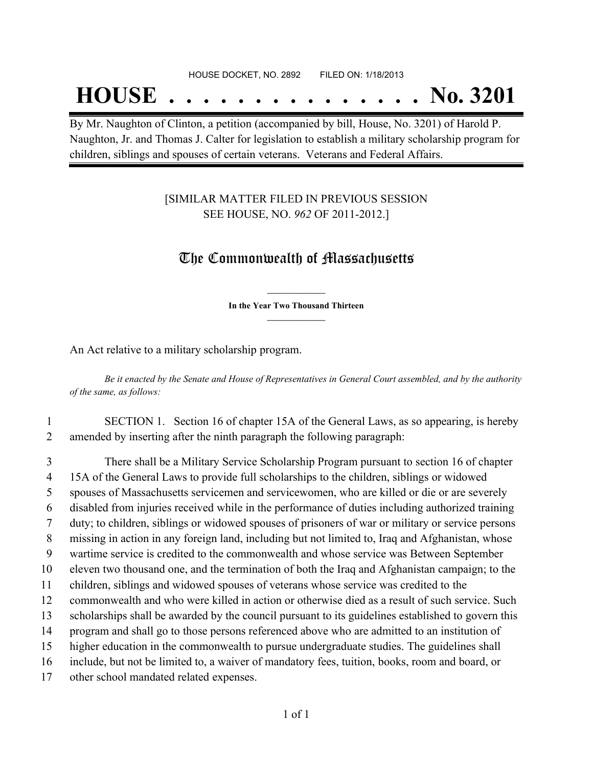HOUSE DOCKET, NO. 2892        FILED ON: 1/18/2013

# HOUSE . . . . . . . . . . . . . . . No. 3201

By Mr. Naughton of Clinton, a petition (accompanied by bill, House, No. 3201) of Harold P. Naughton, Jr. and Thomas J. Calter for legislation to establish a military scholarship program for children, siblings and spouses of certain veterans. Veterans and Federal Affairs.

[SIMILAR MATTER FILED IN PREVIOUS SESSION SEE HOUSE, NO. *962* OF 2011-2012.]

## The Commonwealth of Massachusetts

**In the Year Two Thousand Thirteen**

An Act relative to a military scholarship program.

*Be it enacted by the Senate and House of Representatives in General Court assembled, and by the authority of the same, as follows:*

SECTION 1. Section 16 of chapter 15A of the General Laws, as so appearing, is hereby amended by inserting after the ninth paragraph the following paragraph:

There shall be a Military Service Scholarship Program pursuant to section 16 of chapter 15A of the General Laws to provide full scholarships to the children, siblings or widowed spouses of Massachusetts servicemen and servicewomen, who are killed or die or are severely disabled from injuries received while in the performance of duties including authorized training duty; to children, siblings or widowed spouses of prisoners of war or military or service persons missing in action in any foreign land, including but not limited to, Iraq and Afghanistan, whose wartime service is credited to the commonwealth and whose service was Between September eleven two thousand one, and the termination of both the Iraq and Afghanistan campaign; to the children, siblings and widowed spouses of veterans whose service was credited to the commonwealth and who were killed in action or otherwise died as a result of such service. Such scholarships shall be awarded by the council pursuant to its guidelines established to govern this program and shall go to those persons referenced above who are admitted to an institution of higher education in the commonwealth to pursue undergraduate studies. The guidelines shall include, but not be limited to, a waiver of mandatory fees, tuition, books, room and board, or other school mandated related expenses.